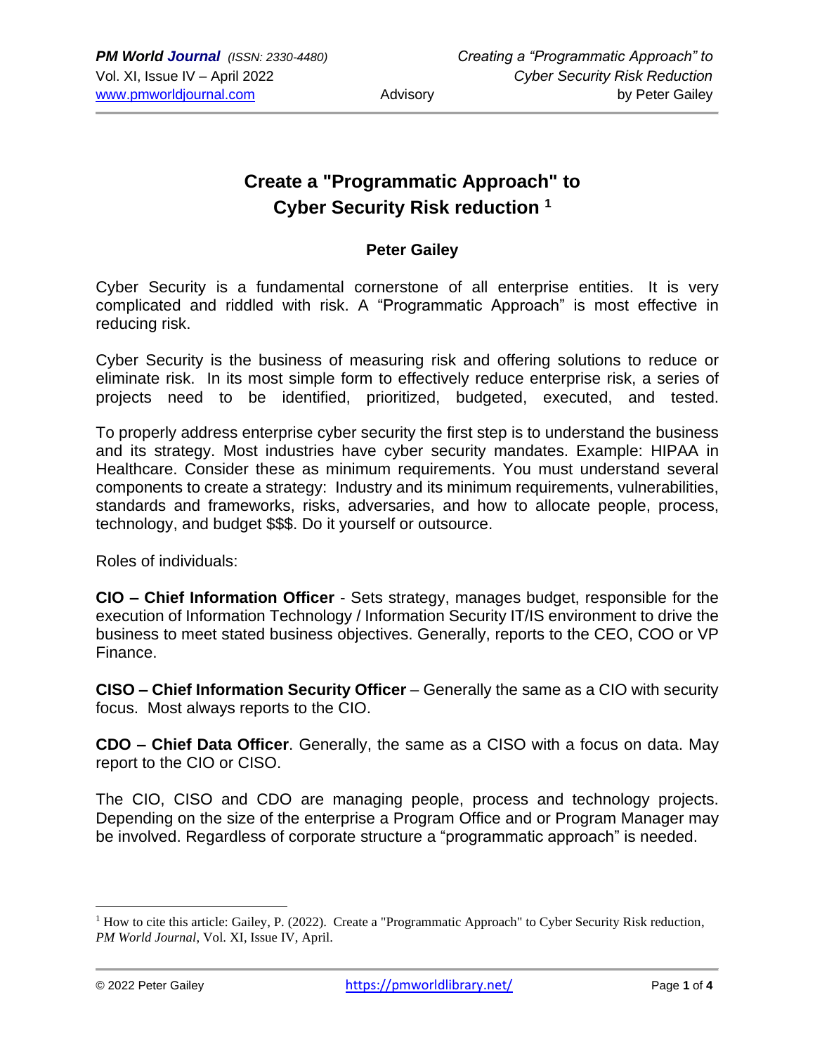# Create a "Programmatic Approach" to Cyber Security Risk reduction [1]

**Peter Gailey**

Cyber Security is a fundamental cornerstone of all enterprise entities. It is very complicated and riddled with risk. A "Programmatic Approach" is most effective in reducing risk.

Cyber Security is the business of measuring risk and offering solutions to reduce or eliminate risk. In its most simple form to effectively reduce enterprise risk, a series of projects need to be identified, prioritized, budgeted, executed, and tested.

To properly address enterprise cyber security the first step is to understand the business and its strategy. Most industries have cyber security mandates. Example: HIPAA in Healthcare. Consider these as minimum requirements. You must understand several components to create a strategy: Industry and its minimum requirements, vulnerabilities, standards and frameworks, risks, adversaries, and how to allocate people, process, technology, and budget $$$. Do it yourself or outsource.

Roles of individuals:

**CIO – Chief Information Officer** - Sets strategy, manages budget, responsible for the execution of Information Technology / Information Security IT/IS environment to drive the business to meet stated business objectives. Generally, reports to the CEO, COO or VP Finance.

**CISO – Chief Information Security Officer** – Generally the same as a CIO with security focus. Most always reports to the CIO.

**CDO – Chief Data Officer**. Generally, the same as a CISO with a focus on data. May report to the CIO or CISO.

The CIO, CISO and CDO are managing people, process and technology projects. Depending on the size of the enterprise a Program Office and or Program Manager may be involved. Regardless of corporate structure a "programmatic approach" is needed.

---

[1] How to cite this article: Gailey, P. (2022). Create a "Programmatic Approach" to Cyber Security Risk reduction, *PM World Journal*, Vol. XI, Issue IV, April.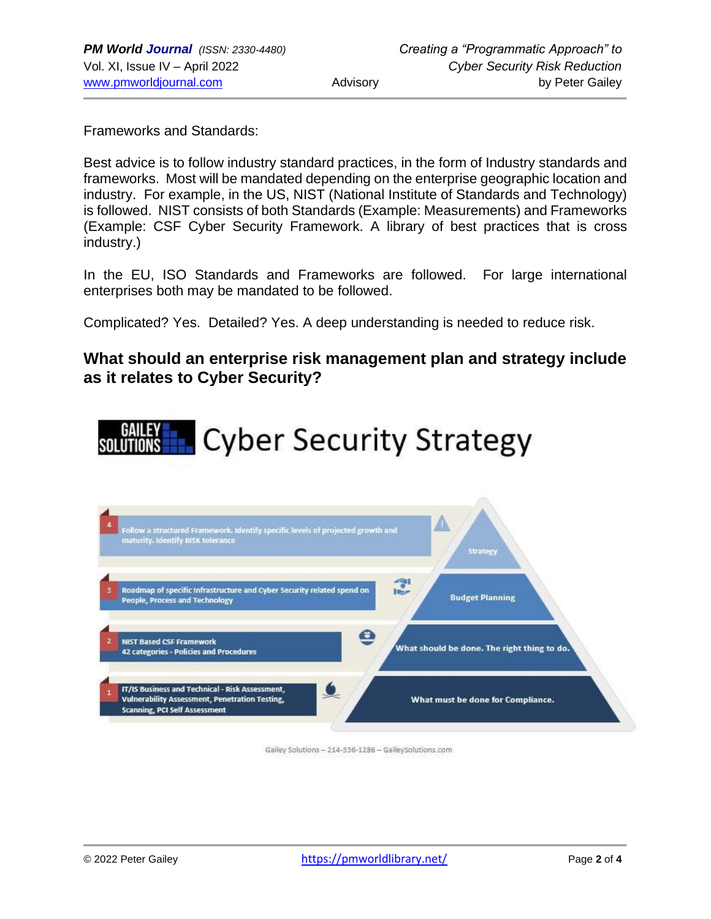Frameworks and Standards:

Best advice is to follow industry standard practices, in the form of Industry standards and frameworks. Most will be mandated depending on the enterprise geographic location and industry. For example, in the US, NIST (National Institute of Standards and Technology) is followed. NIST consists of both Standards (Example: Measurements) and Frameworks (Example: CSF Cyber Security Framework. A library of best practices that is cross industry.)

In the EU, ISO Standards and Frameworks are followed. For large international enterprises both may be mandated to be followed.

Complicated? Yes. Detailed? Yes. A deep understanding is needed to reduce risk.

## What should an enterprise risk management plan and strategy include as it relates to Cyber Security?

GAILEY SOLUTIONS Cyber Security Strategy

4. Follow a structured Framework. Identify specific levels of projected growth and maturity. Identify RISK tolerance — Strategy

3. Roadmap of specific Infrastructure and Cyber Security related spend on People, Process and Technology — Budget Planning

2. NIST Based CSF Framework 42 categories - Policies and Procedures — What should be done. The right thing to do.

1. IT/IS Business and Technical - Risk Assessment, Vulnerability Assessment, Penetration Testing, Scanning, PCI Self Assessment — What must be done for Compliance.

Gailey Solutions – 214-336-1286 – GaileySolutions.com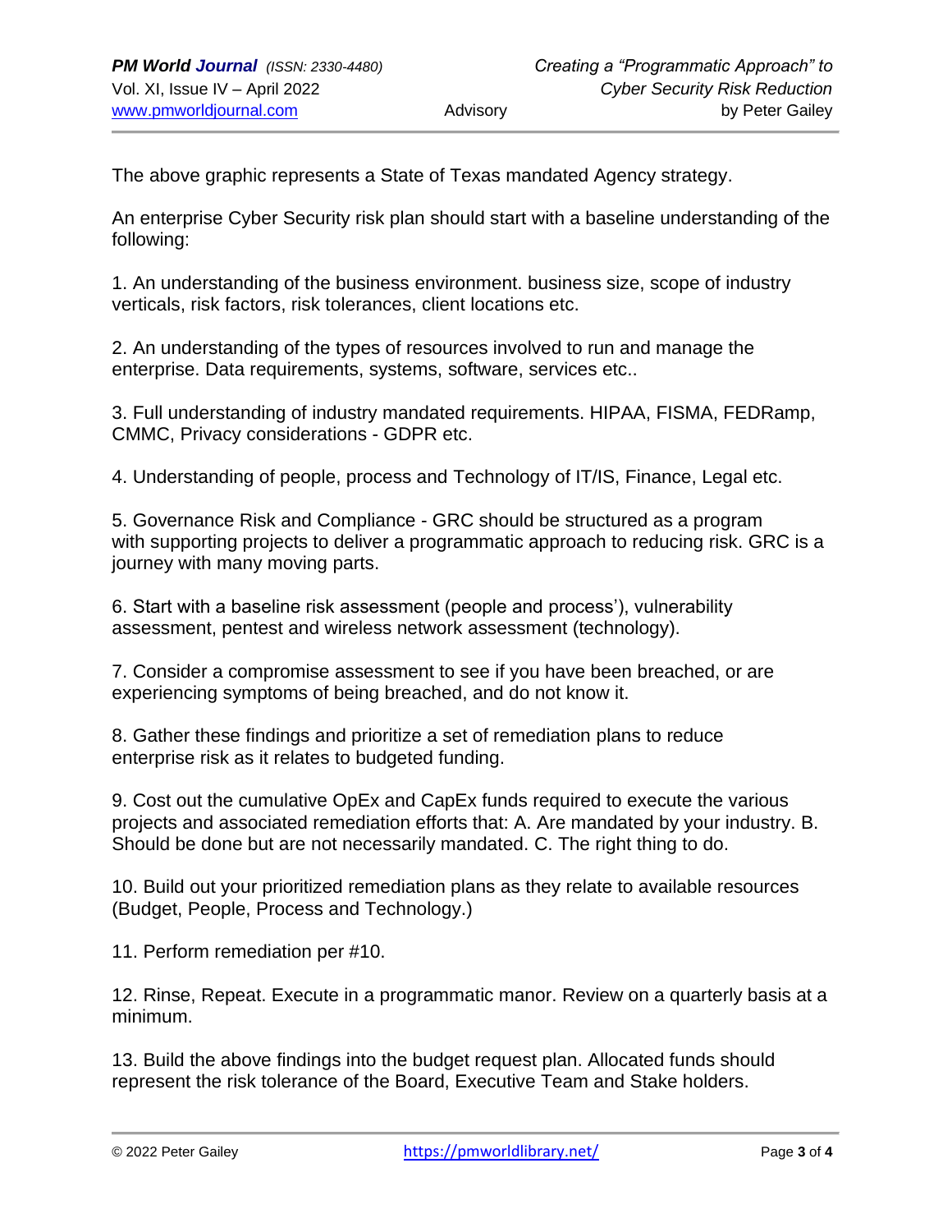The above graphic represents a State of Texas mandated Agency strategy.

An enterprise Cyber Security risk plan should start with a baseline understanding of the following:

1. An understanding of the business environment. business size, scope of industry verticals, risk factors, risk tolerances, client locations etc.

2. An understanding of the types of resources involved to run and manage the enterprise. Data requirements, systems, software, services etc..

3. Full understanding of industry mandated requirements. HIPAA, FISMA, FEDRamp, CMMC, Privacy considerations - GDPR etc.

4. Understanding of people, process and Technology of IT/IS, Finance, Legal etc.

5. Governance Risk and Compliance - GRC should be structured as a program with supporting projects to deliver a programmatic approach to reducing risk. GRC is a journey with many moving parts.

6. Start with a baseline risk assessment (people and process'), vulnerability assessment, pentest and wireless network assessment (technology).

7. Consider a compromise assessment to see if you have been breached, or are experiencing symptoms of being breached, and do not know it.

8. Gather these findings and prioritize a set of remediation plans to reduce enterprise risk as it relates to budgeted funding.

9. Cost out the cumulative OpEx and CapEx funds required to execute the various projects and associated remediation efforts that: A. Are mandated by your industry. B. Should be done but are not necessarily mandated. C. The right thing to do.

10. Build out your prioritized remediation plans as they relate to available resources (Budget, People, Process and Technology.)

11. Perform remediation per #10.

12. Rinse, Repeat. Execute in a programmatic manor. Review on a quarterly basis at a minimum.

13. Build the above findings into the budget request plan. Allocated funds should represent the risk tolerance of the Board, Executive Team and Stake holders.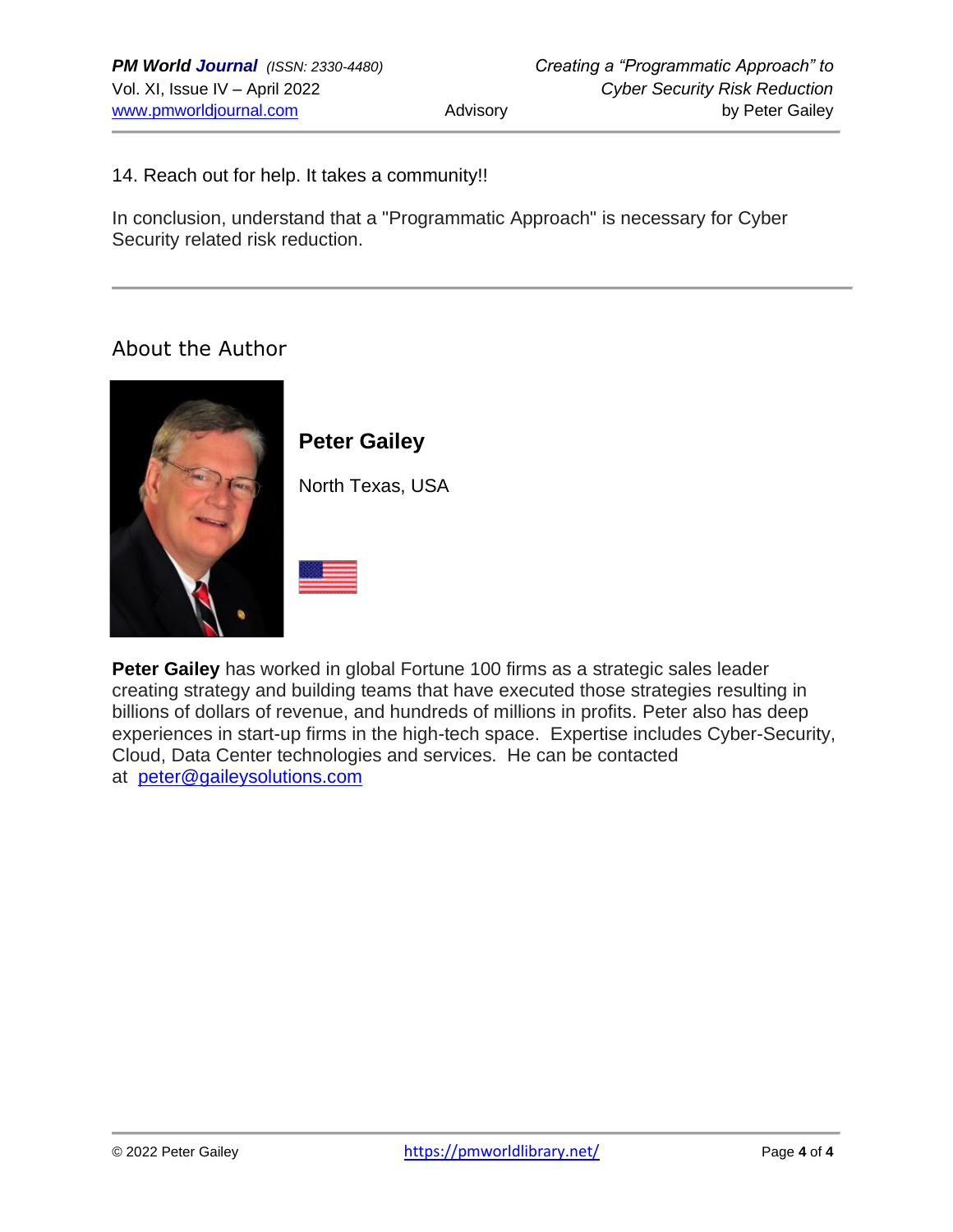14. Reach out for help. It takes a community!!

In conclusion, understand that a "Programmatic Approach" is necessary for Cyber Security related risk reduction.

---

## About the Author

**Peter Gailey**

North Texas, USA

**Peter Gailey** has worked in global Fortune 100 firms as a strategic sales leader creating strategy and building teams that have executed those strategies resulting in billions of dollars of revenue, and hundreds of millions in profits. Peter also has deep experiences in start-up firms in the high-tech space. Expertise includes Cyber-Security, Cloud, Data Center technologies and services. He can be contacted at peter@gaileysolutions.com